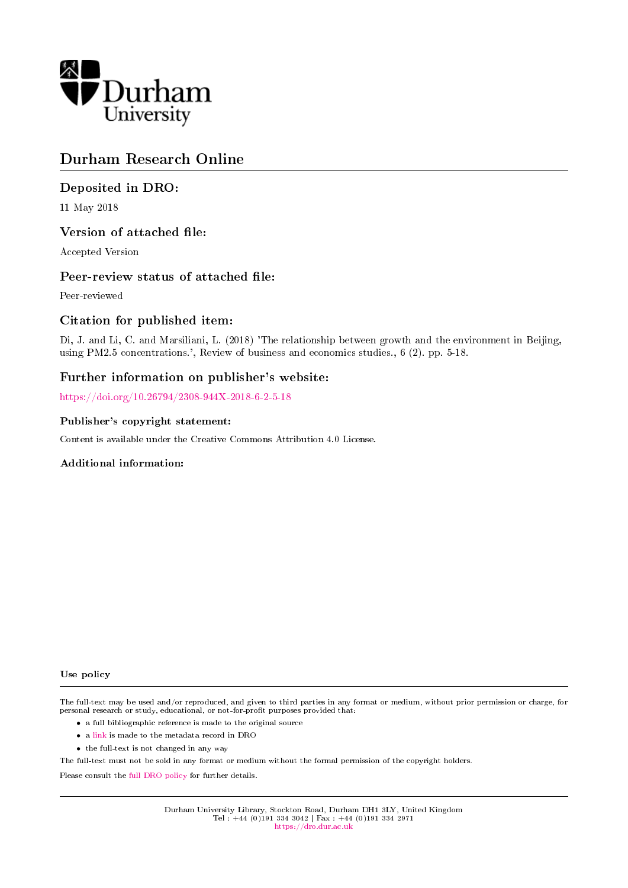Durham University

# Durham Research Online

## Deposited in DRO:

11 May 2018

## Version of attached file:

Accepted Version

## Peer-review status of attached file:

Peer-reviewed

## Citation for published item:

Di, J. and Li, C. and Marsiliani, L. (2018) 'The relationship between growth and the environment in Beijing, using PM2.5 concentrations.', Review of business and economics studies., 6 (2). pp. 5-18.

## Further information on publisher's website:

https://doi.org/10.26794/2308-944X-2018-6-2-5-18

### Publisher's copyright statement:

Content is available under the Creative Commons Attribution 4.0 License.

### Additional information:

### Use policy

The full-text may be used and/or reproduced, and given to third parties in any format or medium, without prior permission or charge, for personal research or study, educational, or not-for-profit purposes provided that:

- a full bibliographic reference is made to the original source
- a link is made to the metadata record in DRO
- the full-text is not changed in any way

The full-text must not be sold in any format or medium without the formal permission of the copyright holders.

Please consult the full DRO policy for further details.

Durham University Library, Stockton Road, Durham DH1 3LY, United Kingdom
Tel : +44 (0)191 334 3042 | Fax : +44 (0)191 334 2971
https://dro.dur.ac.uk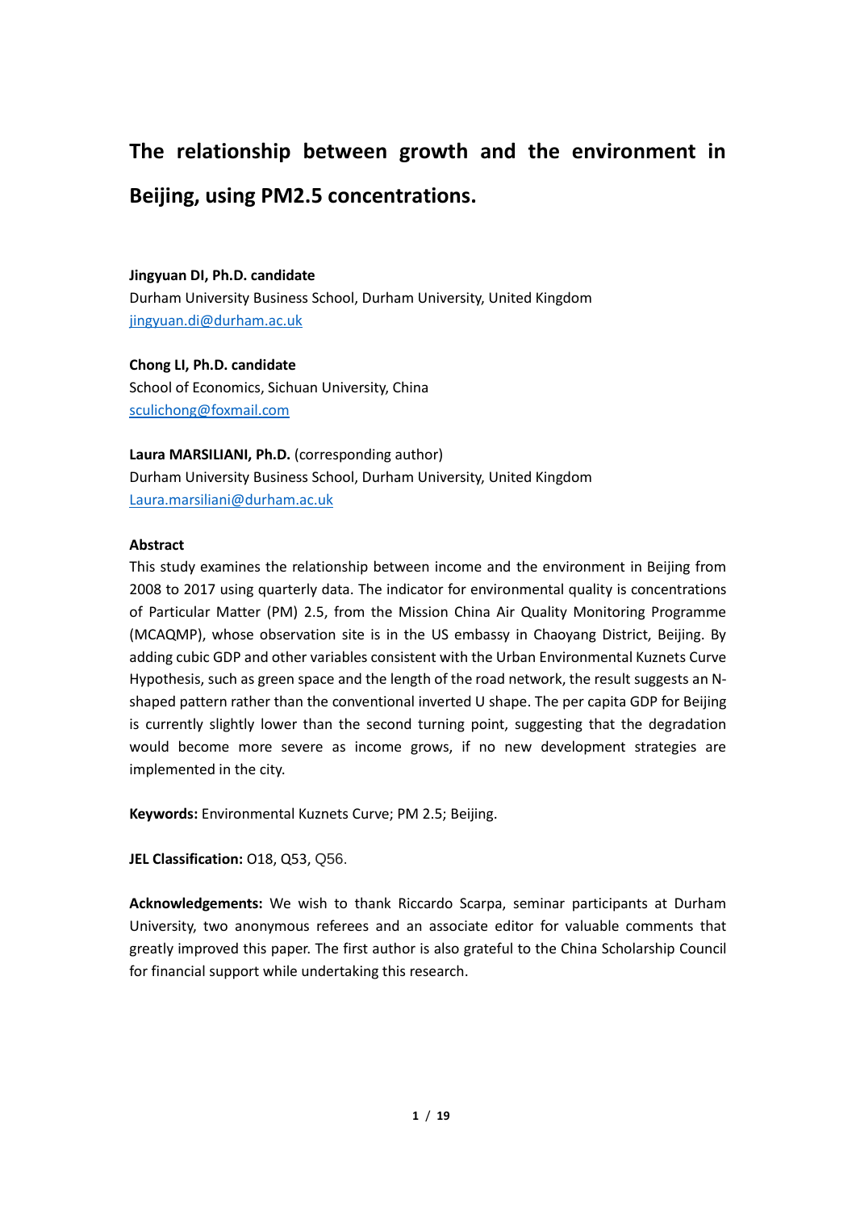# The relationship between growth and the environment in Beijing, using PM2.5 concentrations.

**Jingyuan DI, Ph.D. candidate**
Durham University Business School, Durham University, United Kingdom
jingyuan.di@durham.ac.uk

**Chong LI, Ph.D. candidate**
School of Economics, Sichuan University, China
sculichong@foxmail.com

**Laura MARSILIANI, Ph.D.** (corresponding author)
Durham University Business School, Durham University, United Kingdom
Laura.marsiliani@durham.ac.uk

**Abstract**

This study examines the relationship between income and the environment in Beijing from 2008 to 2017 using quarterly data. The indicator for environmental quality is concentrations of Particular Matter (PM) 2.5, from the Mission China Air Quality Monitoring Programme (MCAQMP), whose observation site is in the US embassy in Chaoyang District, Beijing. By adding cubic GDP and other variables consistent with the Urban Environmental Kuznets Curve Hypothesis, such as green space and the length of the road network, the result suggests an N-shaped pattern rather than the conventional inverted U shape. The per capita GDP for Beijing is currently slightly lower than the second turning point, suggesting that the degradation would become more severe as income grows, if no new development strategies are implemented in the city.

**Keywords:** Environmental Kuznets Curve; PM 2.5; Beijing.

**JEL Classification:** O18, Q53, Q56.

**Acknowledgements:** We wish to thank Riccardo Scarpa, seminar participants at Durham University, two anonymous referees and an associate editor for valuable comments that greatly improved this paper. The first author is also grateful to the China Scholarship Council for financial support while undertaking this research.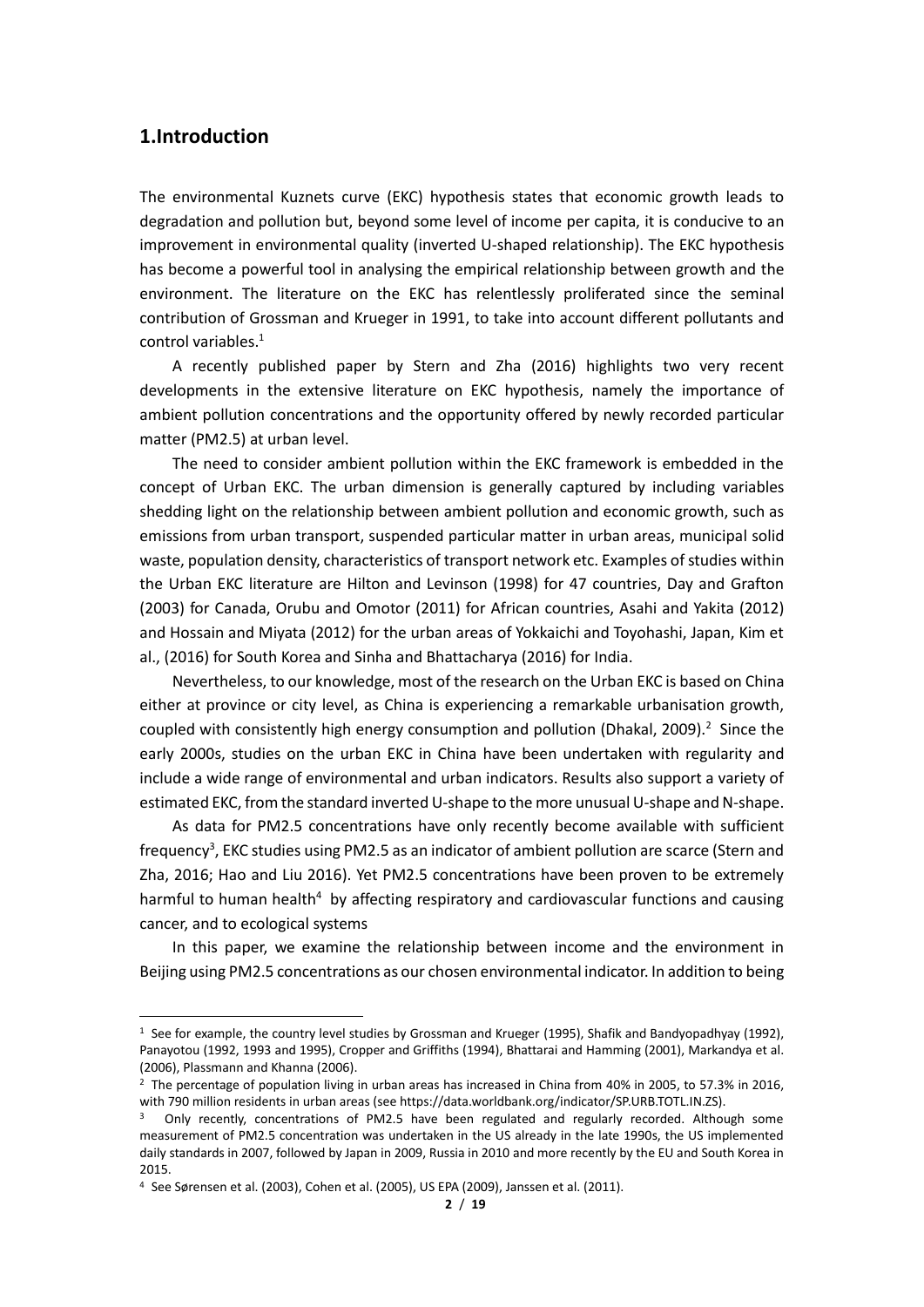## 1.Introduction

The environmental Kuznets curve (EKC) hypothesis states that economic growth leads to degradation and pollution but, beyond some level of income per capita, it is conducive to an improvement in environmental quality (inverted U-shaped relationship). The EKC hypothesis has become a powerful tool in analysing the empirical relationship between growth and the environment. The literature on the EKC has relentlessly proliferated since the seminal contribution of Grossman and Krueger in 1991, to take into account different pollutants and control variables.[1]

A recently published paper by Stern and Zha (2016) highlights two very recent developments in the extensive literature on EKC hypothesis, namely the importance of ambient pollution concentrations and the opportunity offered by newly recorded particular matter (PM2.5) at urban level.

The need to consider ambient pollution within the EKC framework is embedded in the concept of Urban EKC. The urban dimension is generally captured by including variables shedding light on the relationship between ambient pollution and economic growth, such as emissions from urban transport, suspended particular matter in urban areas, municipal solid waste, population density, characteristics of transport network etc. Examples of studies within the Urban EKC literature are Hilton and Levinson (1998) for 47 countries, Day and Grafton (2003) for Canada, Orubu and Omotor (2011) for African countries, Asahi and Yakita (2012) and Hossain and Miyata (2012) for the urban areas of Yokkaichi and Toyohashi, Japan, Kim et al., (2016) for South Korea and Sinha and Bhattacharya (2016) for India.

Nevertheless, to our knowledge, most of the research on the Urban EKC is based on China either at province or city level, as China is experiencing a remarkable urbanisation growth, coupled with consistently high energy consumption and pollution (Dhakal, 2009).[2] Since the early 2000s, studies on the urban EKC in China have been undertaken with regularity and include a wide range of environmental and urban indicators. Results also support a variety of estimated EKC, from the standard inverted U-shape to the more unusual U-shape and N-shape.

As data for PM2.5 concentrations have only recently become available with sufficient frequency[3], EKC studies using PM2.5 as an indicator of ambient pollution are scarce (Stern and Zha, 2016; Hao and Liu 2016). Yet PM2.5 concentrations have been proven to be extremely harmful to human health[4] by affecting respiratory and cardiovascular functions and causing cancer, and to ecological systems

In this paper, we examine the relationship between income and the environment in Beijing using PM2.5 concentrations as our chosen environmental indicator. In addition to being

---

[1] See for example, the country level studies by Grossman and Krueger (1995), Shafik and Bandyopadhyay (1992), Panayotou (1992, 1993 and 1995), Cropper and Griffiths (1994), Bhattarai and Hamming (2001), Markandya et al. (2006), Plassmann and Khanna (2006).

[2] The percentage of population living in urban areas has increased in China from 40% in 2005, to 57.3% in 2016, with 790 million residents in urban areas (see https://data.worldbank.org/indicator/SP.URB.TOTL.IN.ZS).

[3] Only recently, concentrations of PM2.5 have been regulated and regularly recorded. Although some measurement of PM2.5 concentration was undertaken in the US already in the late 1990s, the US implemented daily standards in 2007, followed by Japan in 2009, Russia in 2010 and more recently by the EU and South Korea in 2015.

[4] See Sørensen et al. (2003), Cohen et al. (2005), US EPA (2009), Janssen et al. (2011).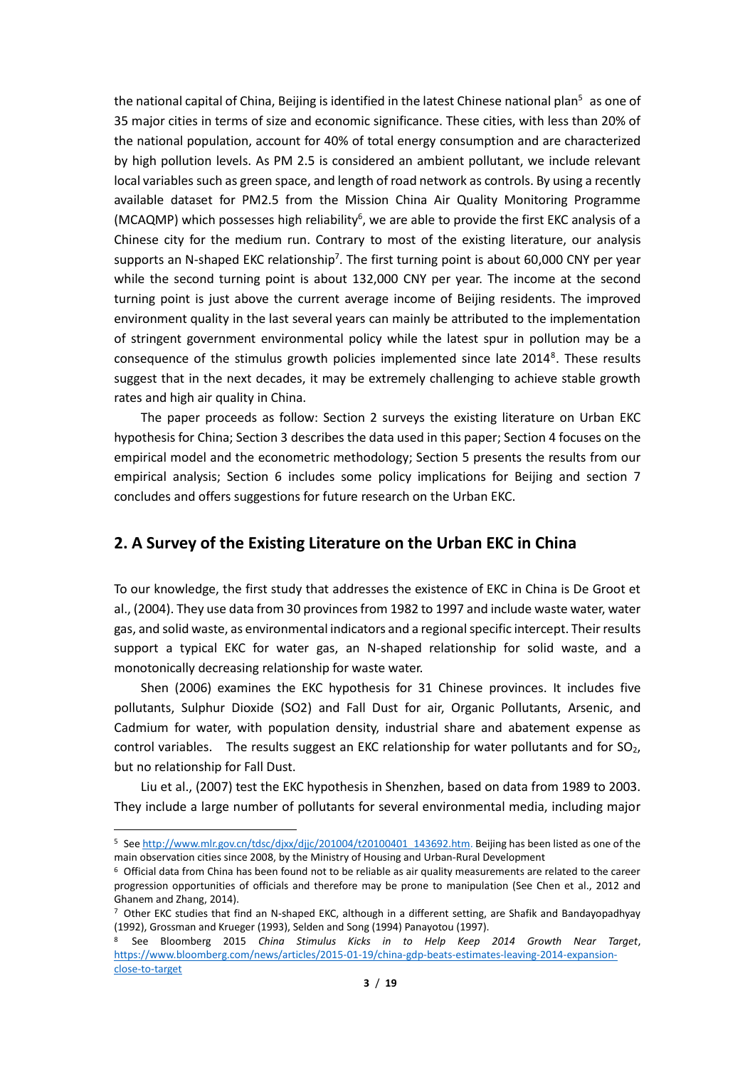the national capital of China, Beijing is identified in the latest Chinese national plan[5] as one of 35 major cities in terms of size and economic significance. These cities, with less than 20% of the national population, account for 40% of total energy consumption and are characterized by high pollution levels. As PM 2.5 is considered an ambient pollutant, we include relevant local variables such as green space, and length of road network as controls. By using a recently available dataset for PM2.5 from the Mission China Air Quality Monitoring Programme (MCAQMP) which possesses high reliability[6], we are able to provide the first EKC analysis of a Chinese city for the medium run. Contrary to most of the existing literature, our analysis supports an N-shaped EKC relationship[7]. The first turning point is about 60,000 CNY per year while the second turning point is about 132,000 CNY per year. The income at the second turning point is just above the current average income of Beijing residents. The improved environment quality in the last several years can mainly be attributed to the implementation of stringent government environmental policy while the latest spur in pollution may be a consequence of the stimulus growth policies implemented since late 2014[8]. These results suggest that in the next decades, it may be extremely challenging to achieve stable growth rates and high air quality in China.

The paper proceeds as follow: Section 2 surveys the existing literature on Urban EKC hypothesis for China; Section 3 describes the data used in this paper; Section 4 focuses on the empirical model and the econometric methodology; Section 5 presents the results from our empirical analysis; Section 6 includes some policy implications for Beijing and section 7 concludes and offers suggestions for future research on the Urban EKC.

## 2. A Survey of the Existing Literature on the Urban EKC in China

To our knowledge, the first study that addresses the existence of EKC in China is De Groot et al., (2004). They use data from 30 provinces from 1982 to 1997 and include waste water, water gas, and solid waste, as environmental indicators and a regional specific intercept. Their results support a typical EKC for water gas, an N-shaped relationship for solid waste, and a monotonically decreasing relationship for waste water.

Shen (2006) examines the EKC hypothesis for 31 Chinese provinces. It includes five pollutants, Sulphur Dioxide (SO2) and Fall Dust for air, Organic Pollutants, Arsenic, and Cadmium for water, with population density, industrial share and abatement expense as control variables. The results suggest an EKC relationship for water pollutants and for $SO_2$, but no relationship for Fall Dust.

Liu et al., (2007) test the EKC hypothesis in Shenzhen, based on data from 1989 to 2003. They include a large number of pollutants for several environmental media, including major

[5] See http://www.mlr.gov.cn/tdsc/djxx/djjc/201004/t20100401_143692.htm. Beijing has been listed as one of the main observation cities since 2008, by the Ministry of Housing and Urban-Rural Development

[6] Official data from China has been found not to be reliable as air quality measurements are related to the career progression opportunities of officials and therefore may be prone to manipulation (See Chen et al., 2012 and Ghanem and Zhang, 2014).

[7] Other EKC studies that find an N-shaped EKC, although in a different setting, are Shafik and Bandayopadhyay (1992), Grossman and Krueger (1993), Selden and Song (1994) Panayotou (1997).

[8] See Bloomberg 2015 *China Stimulus Kicks in to Help Keep 2014 Growth Near Target*, https://www.bloomberg.com/news/articles/2015-01-19/china-gdp-beats-estimates-leaving-2014-expansion-close-to-target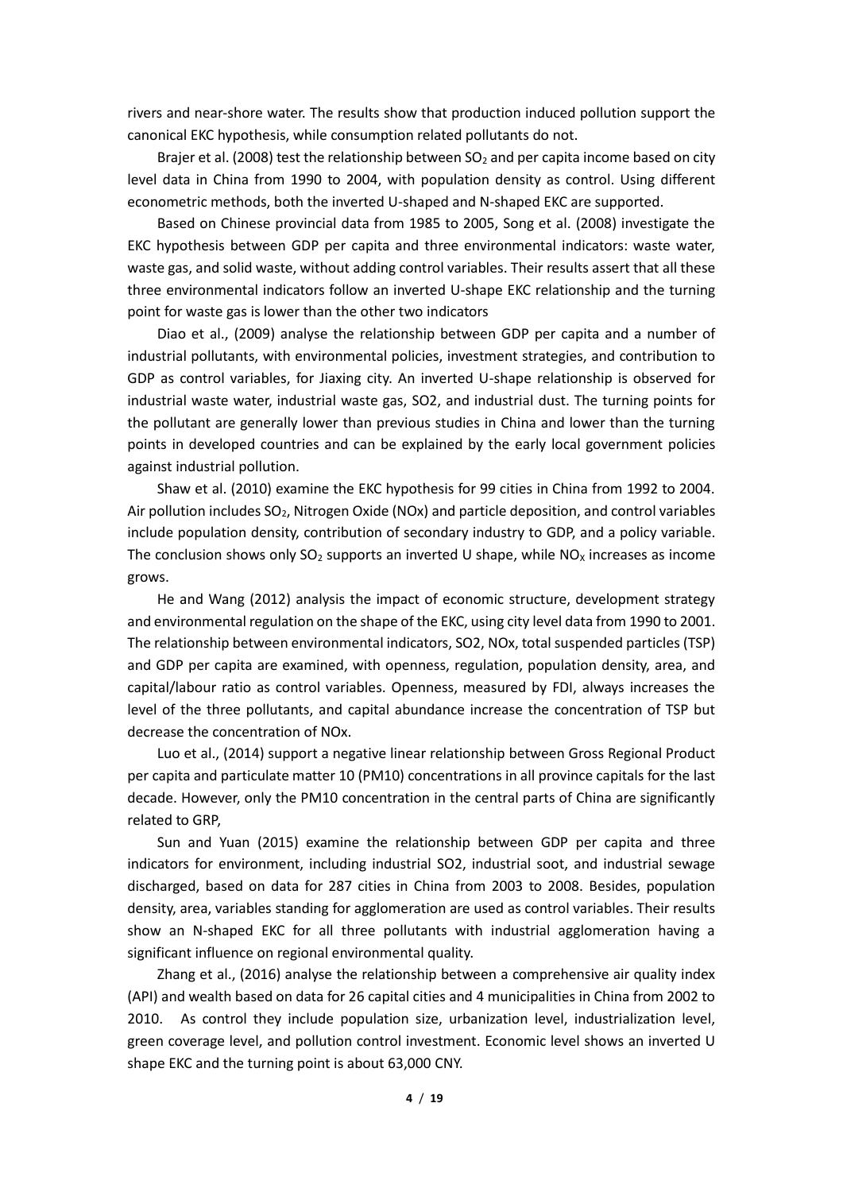rivers and near-shore water. The results show that production induced pollution support the canonical EKC hypothesis, while consumption related pollutants do not.

Brajer et al. (2008) test the relationship between $SO_2$ and per capita income based on city level data in China from 1990 to 2004, with population density as control. Using different econometric methods, both the inverted U-shaped and N-shaped EKC are supported.

Based on Chinese provincial data from 1985 to 2005, Song et al. (2008) investigate the EKC hypothesis between GDP per capita and three environmental indicators: waste water, waste gas, and solid waste, without adding control variables. Their results assert that all these three environmental indicators follow an inverted U-shape EKC relationship and the turning point for waste gas is lower than the other two indicators

Diao et al., (2009) analyse the relationship between GDP per capita and a number of industrial pollutants, with environmental policies, investment strategies, and contribution to GDP as control variables, for Jiaxing city. An inverted U-shape relationship is observed for industrial waste water, industrial waste gas, SO2, and industrial dust. The turning points for the pollutant are generally lower than previous studies in China and lower than the turning points in developed countries and can be explained by the early local government policies against industrial pollution.

Shaw et al. (2010) examine the EKC hypothesis for 99 cities in China from 1992 to 2004. Air pollution includes $SO_2$, Nitrogen Oxide (NOx) and particle deposition, and control variables include population density, contribution of secondary industry to GDP, and a policy variable. The conclusion shows only $SO_2$ supports an inverted U shape, while $NO_X$ increases as income grows.

He and Wang (2012) analysis the impact of economic structure, development strategy and environmental regulation on the shape of the EKC, using city level data from 1990 to 2001. The relationship between environmental indicators, SO2, NOx, total suspended particles (TSP) and GDP per capita are examined, with openness, regulation, population density, area, and capital/labour ratio as control variables. Openness, measured by FDI, always increases the level of the three pollutants, and capital abundance increase the concentration of TSP but decrease the concentration of NOx.

Luo et al., (2014) support a negative linear relationship between Gross Regional Product per capita and particulate matter 10 (PM10) concentrations in all province capitals for the last decade. However, only the PM10 concentration in the central parts of China are significantly related to GRP,

Sun and Yuan (2015) examine the relationship between GDP per capita and three indicators for environment, including industrial SO2, industrial soot, and industrial sewage discharged, based on data for 287 cities in China from 2003 to 2008. Besides, population density, area, variables standing for agglomeration are used as control variables. Their results show an N-shaped EKC for all three pollutants with industrial agglomeration having a significant influence on regional environmental quality.

Zhang et al., (2016) analyse the relationship between a comprehensive air quality index (API) and wealth based on data for 26 capital cities and 4 municipalities in China from 2002 to 2010. As control they include population size, urbanization level, industrialization level, green coverage level, and pollution control investment. Economic level shows an inverted U shape EKC and the turning point is about 63,000 CNY.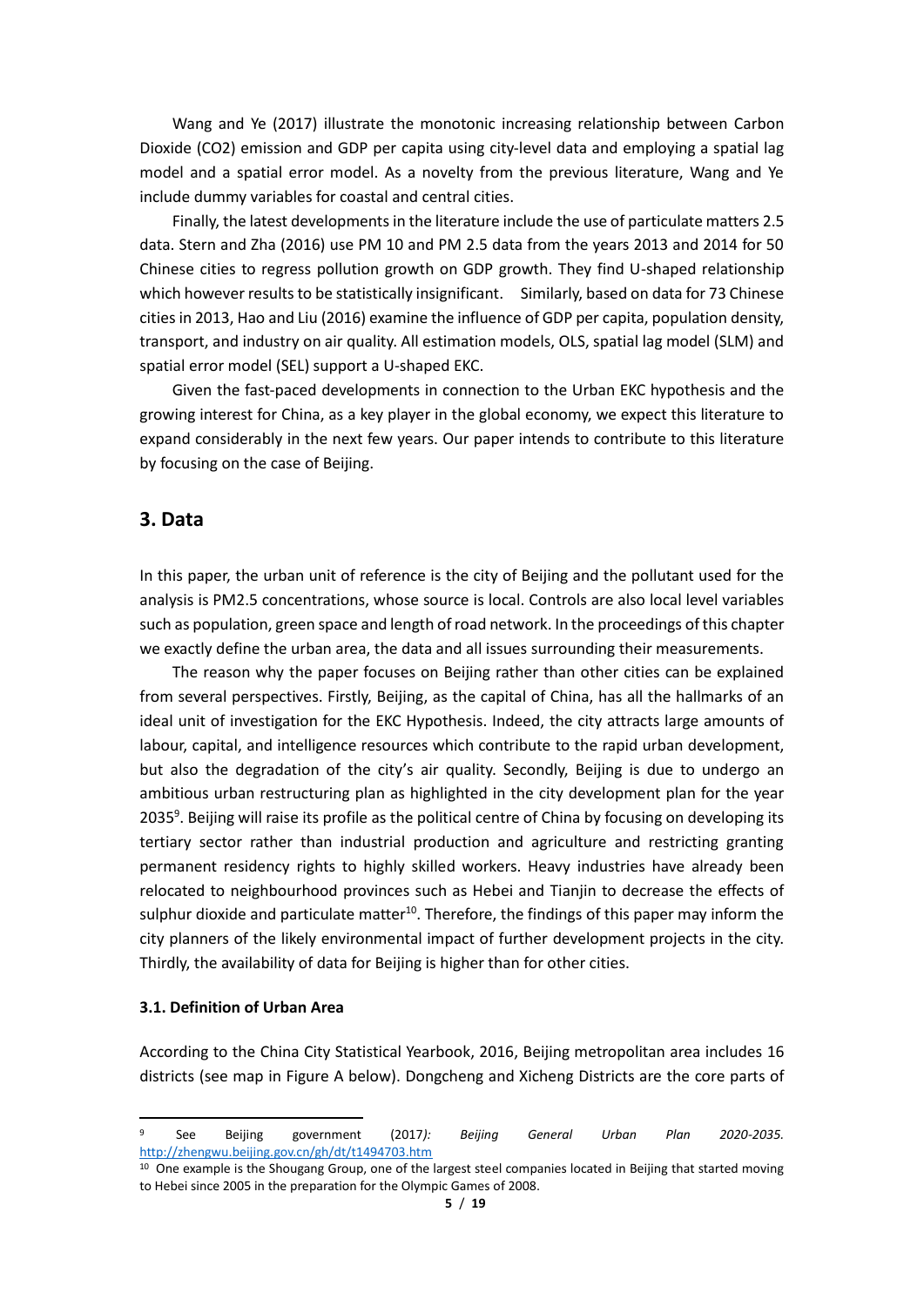Wang and Ye (2017) illustrate the monotonic increasing relationship between Carbon Dioxide ($CO_2$) emission and GDP per capita using city-level data and employing a spatial lag model and a spatial error model. As a novelty from the previous literature, Wang and Ye include dummy variables for coastal and central cities.

Finally, the latest developments in the literature include the use of particulate matters 2.5 data. Stern and Zha (2016) use PM 10 and PM 2.5 data from the years 2013 and 2014 for 50 Chinese cities to regress pollution growth on GDP growth. They find U-shaped relationship which however results to be statistically insignificant. Similarly, based on data for 73 Chinese cities in 2013, Hao and Liu (2016) examine the influence of GDP per capita, population density, transport, and industry on air quality. All estimation models, OLS, spatial lag model (SLM) and spatial error model (SEL) support a U-shaped EKC.

Given the fast-paced developments in connection to the Urban EKC hypothesis and the growing interest for China, as a key player in the global economy, we expect this literature to expand considerably in the next few years. Our paper intends to contribute to this literature by focusing on the case of Beijing.

## 3. Data

In this paper, the urban unit of reference is the city of Beijing and the pollutant used for the analysis is PM2.5 concentrations, whose source is local. Controls are also local level variables such as population, green space and length of road network. In the proceedings of this chapter we exactly define the urban area, the data and all issues surrounding their measurements.

The reason why the paper focuses on Beijing rather than other cities can be explained from several perspectives. Firstly, Beijing, as the capital of China, has all the hallmarks of an ideal unit of investigation for the EKC Hypothesis. Indeed, the city attracts large amounts of labour, capital, and intelligence resources which contribute to the rapid urban development, but also the degradation of the city's air quality. Secondly, Beijing is due to undergo an ambitious urban restructuring plan as highlighted in the city development plan for the year 2035[9]. Beijing will raise its profile as the political centre of China by focusing on developing its tertiary sector rather than industrial production and agriculture and restricting granting permanent residency rights to highly skilled workers. Heavy industries have already been relocated to neighbourhood provinces such as Hebei and Tianjin to decrease the effects of sulphur dioxide and particulate matter[10]. Therefore, the findings of this paper may inform the city planners of the likely environmental impact of further development projects in the city. Thirdly, the availability of data for Beijing is higher than for other cities.

### 3.1. Definition of Urban Area

According to the China City Statistical Yearbook, 2016, Beijing metropolitan area includes 16 districts (see map in Figure A below). Dongcheng and Xicheng Districts are the core parts of

---

[9] See Beijing government (2017*): Beijing General Urban Plan 2020-2035.* http://zhengwu.beijing.gov.cn/gh/dt/t1494703.htm

[10] One example is the Shougang Group, one of the largest steel companies located in Beijing that started moving to Hebei since 2005 in the preparation for the Olympic Games of 2008.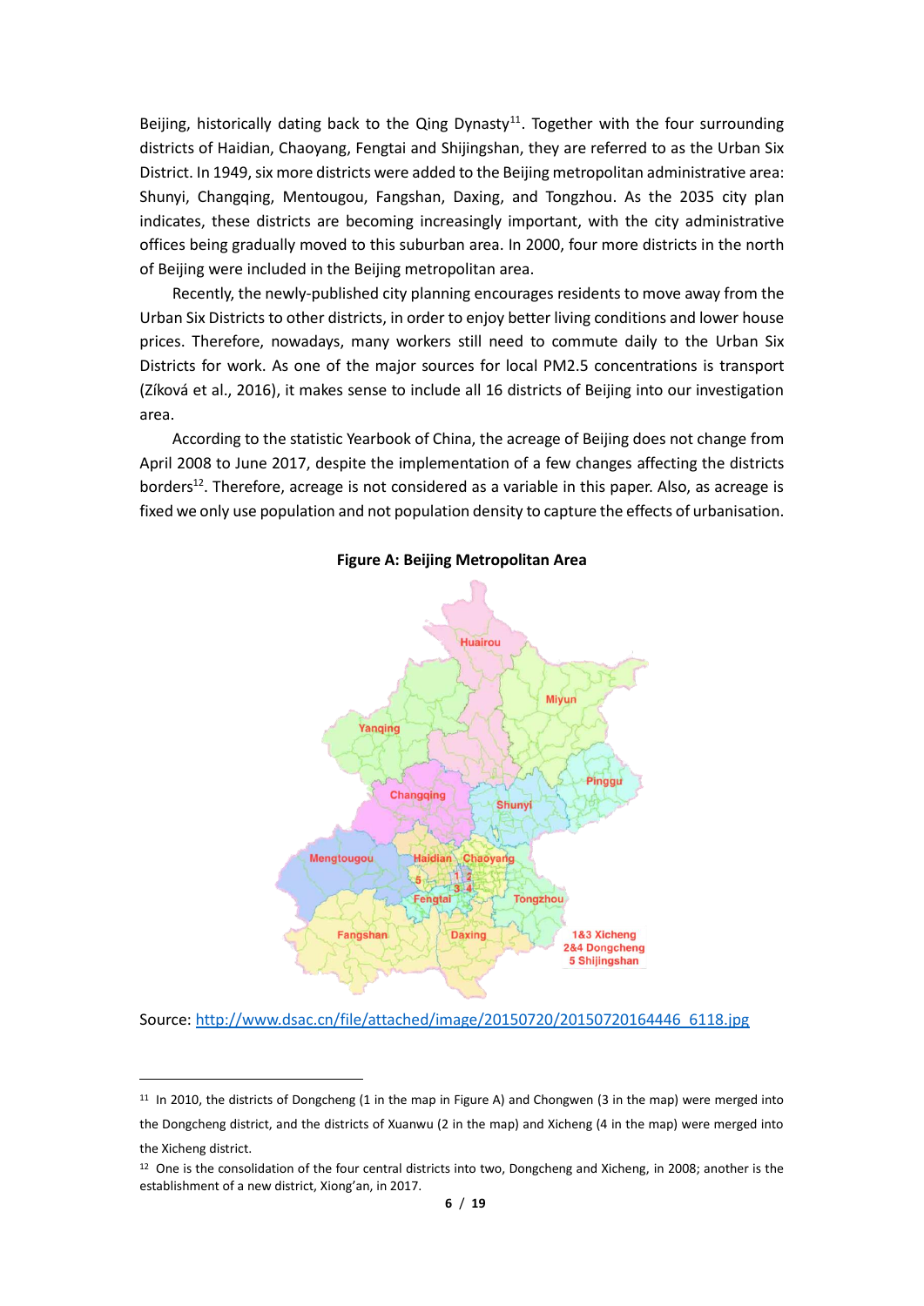Beijing, historically dating back to the Qing Dynasty[11]. Together with the four surrounding districts of Haidian, Chaoyang, Fengtai and Shijingshan, they are referred to as the Urban Six District. In 1949, six more districts were added to the Beijing metropolitan administrative area: Shunyi, Changqing, Mentougou, Fangshan, Daxing, and Tongzhou. As the 2035 city plan indicates, these districts are becoming increasingly important, with the city administrative offices being gradually moved to this suburban area. In 2000, four more districts in the north of Beijing were included in the Beijing metropolitan area.

Recently, the newly-published city planning encourages residents to move away from the Urban Six Districts to other districts, in order to enjoy better living conditions and lower house prices. Therefore, nowadays, many workers still need to commute daily to the Urban Six Districts for work. As one of the major sources for local PM2.5 concentrations is transport (Zíková et al., 2016), it makes sense to include all 16 districts of Beijing into our investigation area.

According to the statistic Yearbook of China, the acreage of Beijing does not change from April 2008 to June 2017, despite the implementation of a few changes affecting the districts borders[12]. Therefore, acreage is not considered as a variable in this paper. Also, as acreage is fixed we only use population and not population density to capture the effects of urbanisation.

**Figure A: Beijing Metropolitan Area**

Source: http://www.dsac.cn/file/attached/image/20150720/20150720164446_6118.jpg

[11] In 2010, the districts of Dongcheng (1 in the map in Figure A) and Chongwen (3 in the map) were merged into the Dongcheng district, and the districts of Xuanwu (2 in the map) and Xicheng (4 in the map) were merged into the Xicheng district.

[12] One is the consolidation of the four central districts into two, Dongcheng and Xicheng, in 2008; another is the establishment of a new district, Xiong'an, in 2017.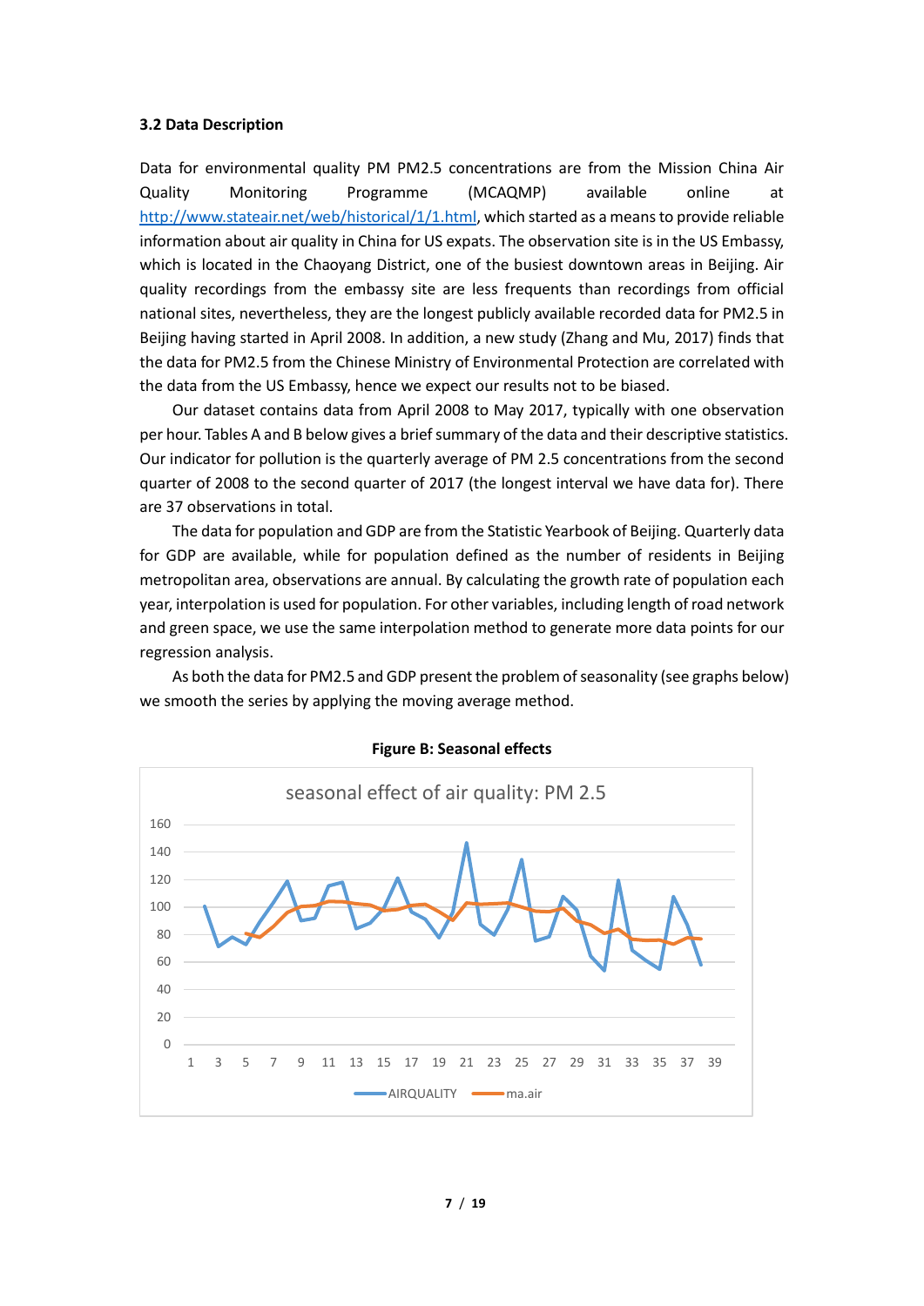### 3.2 Data Description

Data for environmental quality PM PM2.5 concentrations are from the Mission China Air Quality Monitoring Programme (MCAQMP) available online at http://www.stateair.net/web/historical/1/1.html, which started as a means to provide reliable information about air quality in China for US expats. The observation site is in the US Embassy, which is located in the Chaoyang District, one of the busiest downtown areas in Beijing. Air quality recordings from the embassy site are less frequents than recordings from official national sites, nevertheless, they are the longest publicly available recorded data for PM2.5 in Beijing having started in April 2008. In addition, a new study (Zhang and Mu, 2017) finds that the data for PM2.5 from the Chinese Ministry of Environmental Protection are correlated with the data from the US Embassy, hence we expect our results not to be biased.

Our dataset contains data from April 2008 to May 2017, typically with one observation per hour. Tables A and B below gives a brief summary of the data and their descriptive statistics. Our indicator for pollution is the quarterly average of PM 2.5 concentrations from the second quarter of 2008 to the second quarter of 2017 (the longest interval we have data for). There are 37 observations in total.

The data for population and GDP are from the Statistic Yearbook of Beijing. Quarterly data for GDP are available, while for population defined as the number of residents in Beijing metropolitan area, observations are annual. By calculating the growth rate of population each year, interpolation is used for population. For other variables, including length of road network and green space, we use the same interpolation method to generate more data points for our regression analysis.

As both the data for PM2.5 and GDP present the problem of seasonality (see graphs below) we smooth the series by applying the moving average method.

**Figure B: Seasonal effects**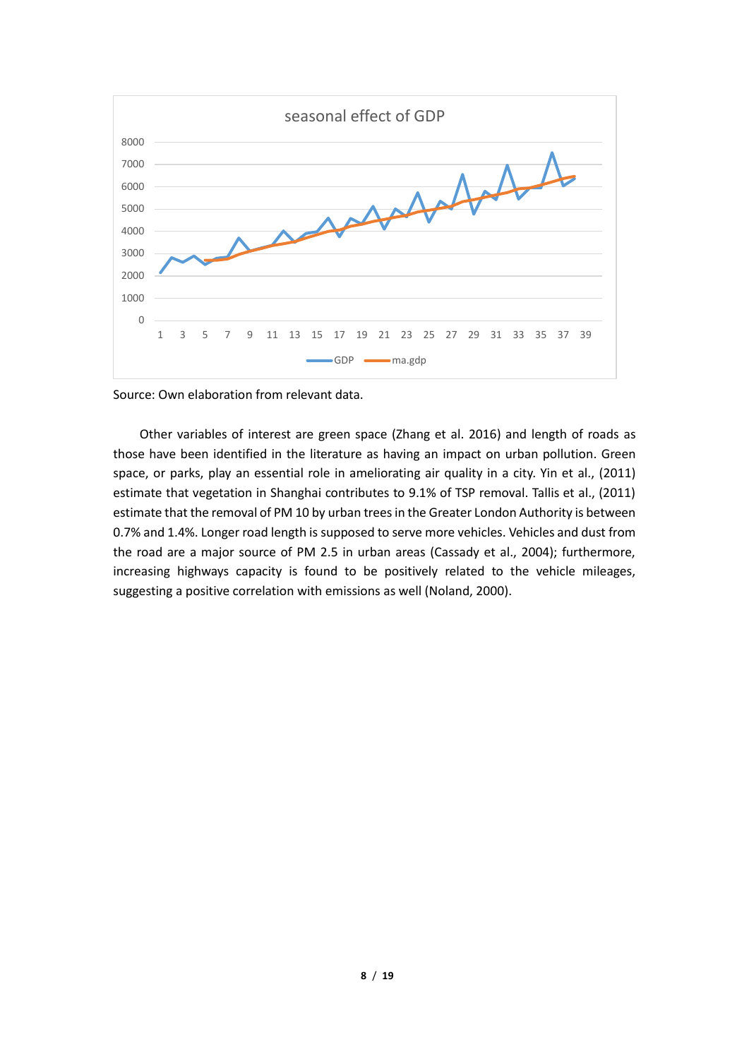Source: Own elaboration from relevant data.

Other variables of interest are green space (Zhang et al. 2016) and length of roads as those have been identified in the literature as having an impact on urban pollution. Green space, or parks, play an essential role in ameliorating air quality in a city. Yin et al., (2011) estimate that vegetation in Shanghai contributes to 9.1% of TSP removal. Tallis et al., (2011) estimate that the removal of PM 10 by urban trees in the Greater London Authority is between 0.7% and 1.4%. Longer road length is supposed to serve more vehicles. Vehicles and dust from the road are a major source of PM 2.5 in urban areas (Cassady et al., 2004); furthermore, increasing highways capacity is found to be positively related to the vehicle mileages, suggesting a positive correlation with emissions as well (Noland, 2000).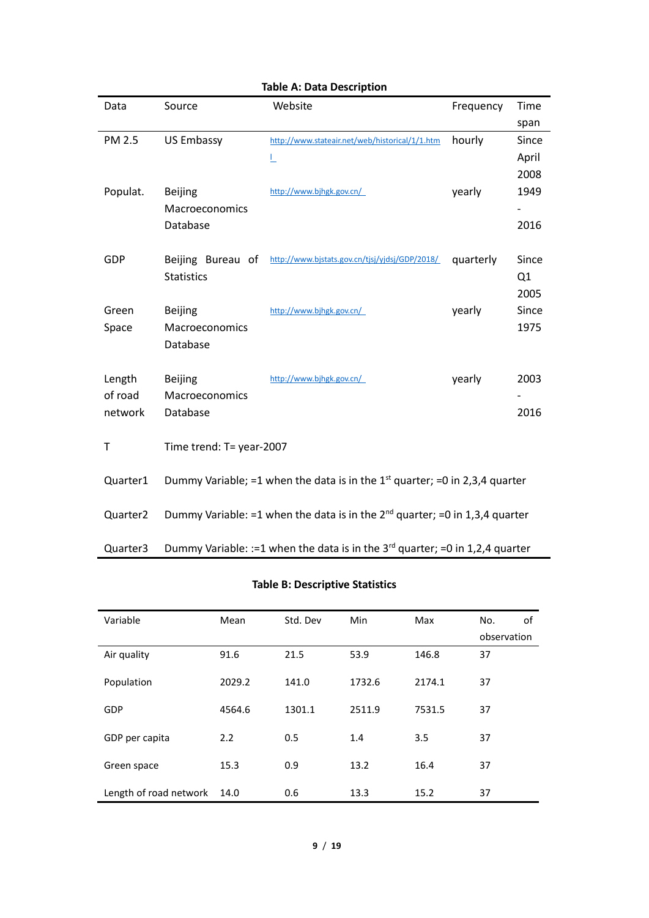**Table A: Data Description**

| Data | Source | Website | Frequency | Time span |
|---|---|---|---|---|
| PM 2.5 | US Embassy | http://www.stateair.net/web/historical/1/1.html | hourly | Since April 2008 |
| Populat. | Beijing Macroeconomics Database | http://www.bjhgk.gov.cn/ | yearly | 1949 - 2016 |
| GDP | Beijing Bureau of Statistics | http://www.bjstats.gov.cn/tjsj/yjdsj/GDP/2018/ | quarterly | Since Q1 2005 |
| Green Space | Beijing Macroeconomics Database | http://www.bjhgk.gov.cn/ | yearly | Since 1975 |
| Length of road network | Beijing Macroeconomics Database | http://www.bjhgk.gov.cn/ | yearly | 2003 - 2016 |
| T | Time trend: T= year-2007 | | | |
| Quarter1 | Dummy Variable; =1 when the data is in the 1st quarter; =0 in 2,3,4 quarter | | | |
| Quarter2 | Dummy Variable: =1 when the data is in the 2nd quarter; =0 in 1,3,4 quarter | | | |
| Quarter3 | Dummy Variable: :=1 when the data is in the 3rd quarter; =0 in 1,2,4 quarter | | | |

**Table B: Descriptive Statistics**

| Variable | Mean | Std. Dev | Min | Max | No. of observation |
|---|---|---|---|---|---|
| Air quality | 91.6 | 21.5 | 53.9 | 146.8 | 37 |
| Population | 2029.2 | 141.0 | 1732.6 | 2174.1 | 37 |
| GDP | 4564.6 | 1301.1 | 2511.9 | 7531.5 | 37 |
| GDP per capita | 2.2 | 0.5 | 1.4 | 3.5 | 37 |
| Green space | 15.3 | 0.9 | 13.2 | 16.4 | 37 |
| Length of road network | 14.0 | 0.6 | 13.3 | 15.2 | 37 |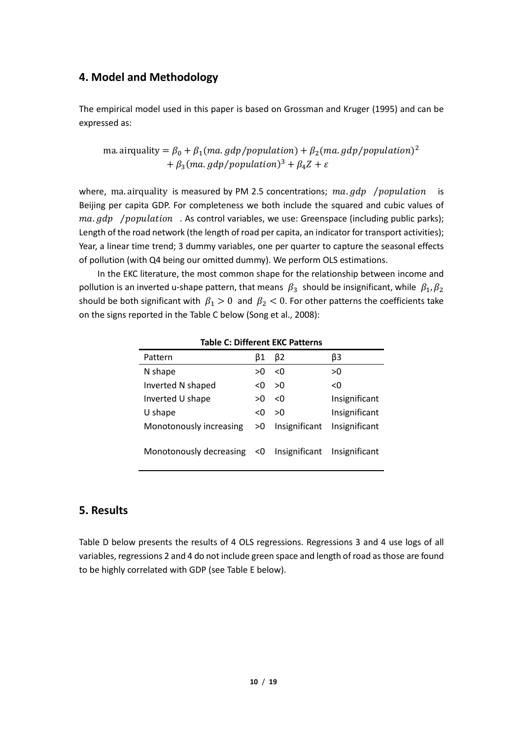## 4. Model and Methodology

The empirical model used in this paper is based on Grossman and Kruger (1995) and can be expressed as:

$$\text{ma.airquality} = \beta_0 + \beta_1(ma.gdp/population) + \beta_2(ma.gdp/population)^2 + \beta_3(ma.gdp/population)^3 + \beta_4 Z + \varepsilon$$

where, ma.airquality is measured by PM 2.5 concentrations; $ma.gdp\ /population$ is Beijing per capita GDP. For completeness we both include the squared and cubic values of $ma.gdp\ /population$. As control variables, we use: Greenspace (including public parks); Length of the road network (the length of road per capita, an indicator for transport activities); Year, a linear time trend; 3 dummy variables, one per quarter to capture the seasonal effects of pollution (with Q4 being our omitted dummy). We perform OLS estimations.

In the EKC literature, the most common shape for the relationship between income and pollution is an inverted u-shape pattern, that means $\beta_3$ should be insignificant, while $\beta_1, \beta_2$ should be both significant with $\beta_1 > 0$ and $\beta_2 < 0$. For other patterns the coefficients take on the signs reported in the Table C below (Song et al., 2008):

**Table C: Different EKC Patterns**

| Pattern | β1 | β2 | β3 |
|---|---|---|---|
| N shape | >0 | <0 | >0 |
| Inverted N shaped | <0 | >0 | <0 |
| Inverted U shape | >0 | <0 | Insignificant |
| U shape | <0 | >0 | Insignificant |
| Monotonously increasing | >0 | Insignificant | Insignificant |
| Monotonously decreasing | <0 | Insignificant | Insignificant |

## 5. Results

Table D below presents the results of 4 OLS regressions. Regressions 3 and 4 use logs of all variables, regressions 2 and 4 do not include green space and length of road as those are found to be highly correlated with GDP (see Table E below).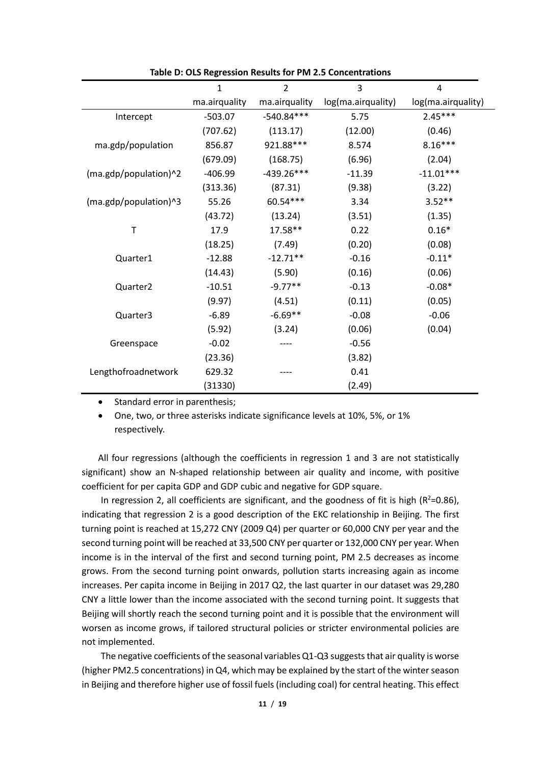**Table D: OLS Regression Results for PM 2.5 Concentrations**

| | 1 | 2 | 3 | 4 |
|---|---|---|---|---|
| | ma.airquality | ma.airquality | log(ma.airquality) | log(ma.airquality) |
| Intercept | -503.07 | -540.84*** | 5.75 | 2.45*** |
| | (707.62) | (113.17) | (12.00) | (0.46) |
| ma.gdp/population | 856.87 | 921.88*** | 8.574 | 8.16*** |
| | (679.09) | (168.75) | (6.96) | (2.04) |
| (ma.gdp/population)^2 | -406.99 | -439.26*** | -11.39 | -11.01*** |
| | (313.36) | (87.31) | (9.38) | (3.22) |
| (ma.gdp/population)^3 | 55.26 | 60.54*** | 3.34 | 3.52** |
| | (43.72) | (13.24) | (3.51) | (1.35) |
| T | 17.9 | 17.58** | 0.22 | 0.16* |
| | (18.25) | (7.49) | (0.20) | (0.08) |
| Quarter1 | -12.88 | -12.71** | -0.16 | -0.11* |
| | (14.43) | (5.90) | (0.16) | (0.06) |
| Quarter2 | -10.51 | -9.77** | -0.13 | -0.08* |
| | (9.97) | (4.51) | (0.11) | (0.05) |
| Quarter3 | -6.89 | -6.69** | -0.08 | -0.06 |
| | (5.92) | (3.24) | (0.06) | (0.04) |
| Greenspace | -0.02 | ---- | -0.56 | |
| | (23.36) | | (3.82) | |
| Lengthofroadnetwork | 629.32 | ---- | 0.41 | |
| | (31330) | | (2.49) | |

- Standard error in parenthesis;
- One, two, or three asterisks indicate significance levels at 10%, 5%, or 1% respectively.

All four regressions (although the coefficients in regression 1 and 3 are not statistically significant) show an N-shaped relationship between air quality and income, with positive coefficient for per capita GDP and GDP cubic and negative for GDP square.

In regression 2, all coefficients are significant, and the goodness of fit is high ($R^2$=0.86), indicating that regression 2 is a good description of the EKC relationship in Beijing. The first turning point is reached at 15,272 CNY (2009 Q4) per quarter or 60,000 CNY per year and the second turning point will be reached at 33,500 CNY per quarter or 132,000 CNY per year. When income is in the interval of the first and second turning point, PM 2.5 decreases as income grows. From the second turning point onwards, pollution starts increasing again as income increases. Per capita income in Beijing in 2017 Q2, the last quarter in our dataset was 29,280 CNY a little lower than the income associated with the second turning point. It suggests that Beijing will shortly reach the second turning point and it is possible that the environment will worsen as income grows, if tailored structural policies or stricter environmental policies are not implemented.

The negative coefficients of the seasonal variables Q1-Q3 suggests that air quality is worse (higher PM2.5 concentrations) in Q4, which may be explained by the start of the winter season in Beijing and therefore higher use of fossil fuels (including coal) for central heating. This effect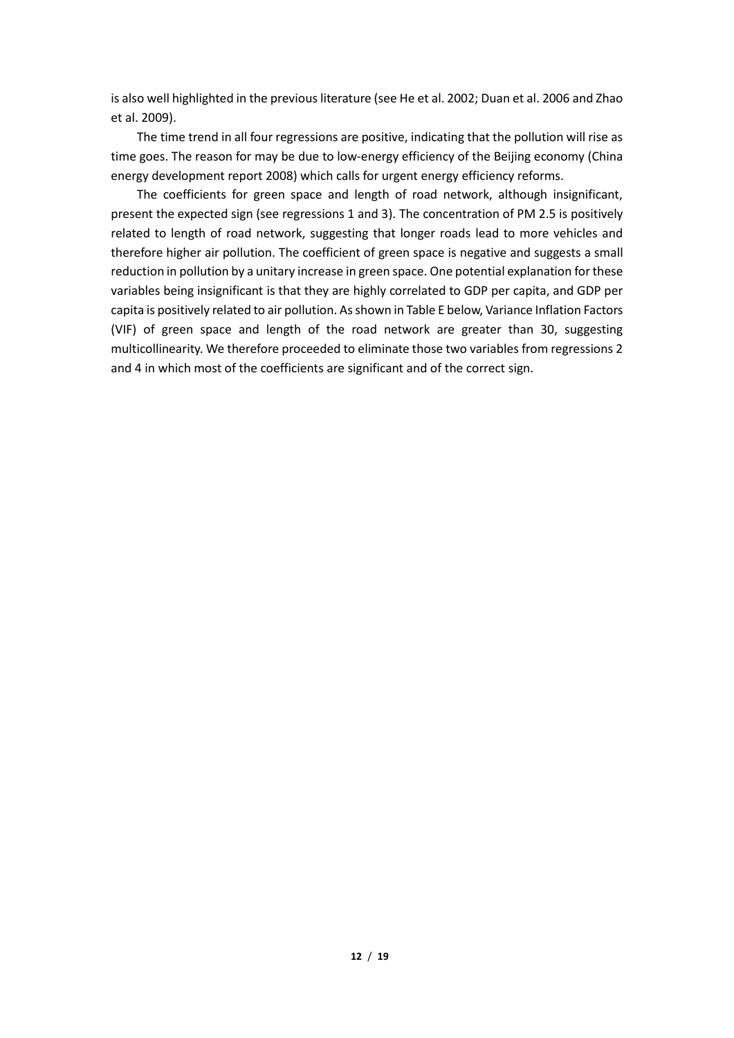is also well highlighted in the previous literature (see He et al. 2002; Duan et al. 2006 and Zhao et al. 2009).

The time trend in all four regressions are positive, indicating that the pollution will rise as time goes. The reason for may be due to low-energy efficiency of the Beijing economy (China energy development report 2008) which calls for urgent energy efficiency reforms.

The coefficients for green space and length of road network, although insignificant, present the expected sign (see regressions 1 and 3). The concentration of PM 2.5 is positively related to length of road network, suggesting that longer roads lead to more vehicles and therefore higher air pollution. The coefficient of green space is negative and suggests a small reduction in pollution by a unitary increase in green space. One potential explanation for these variables being insignificant is that they are highly correlated to GDP per capita, and GDP per capita is positively related to air pollution. As shown in Table E below, Variance Inflation Factors (VIF) of green space and length of the road network are greater than 30, suggesting multicollinearity. We therefore proceeded to eliminate those two variables from regressions 2 and 4 in which most of the coefficients are significant and of the correct sign.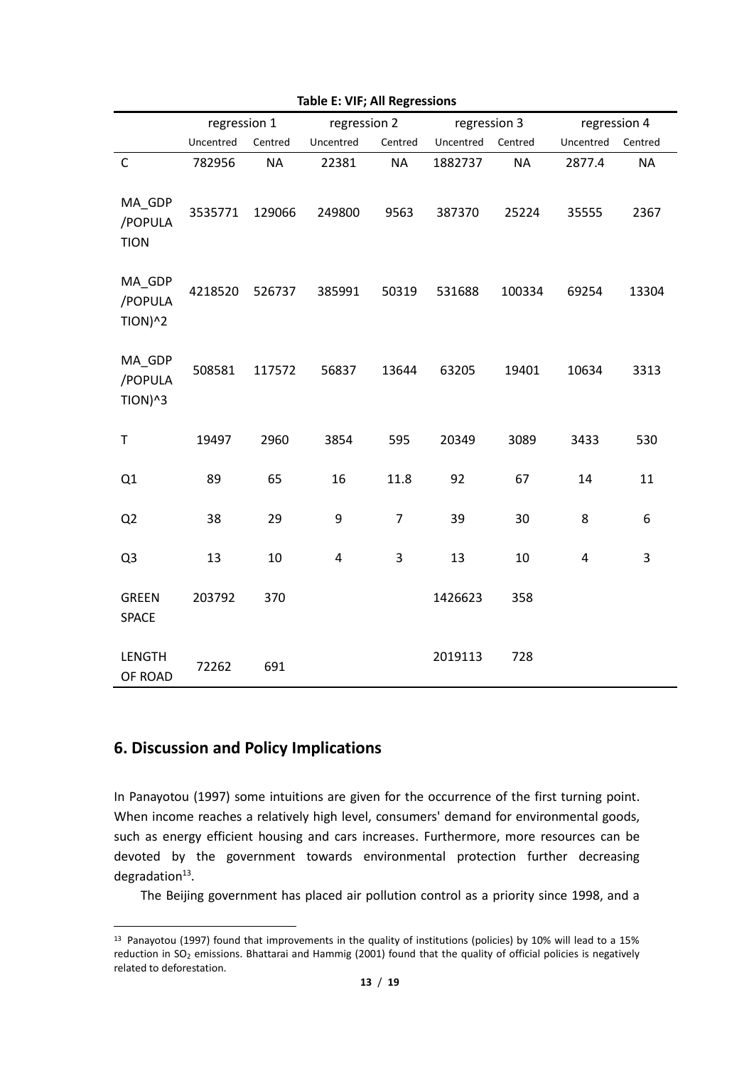**Table E: VIF; All Regressions**

| | regression 1 | | regression 2 | | regression 3 | | regression 4 | |
|---|---|---|---|---|---|---|---|---|
| | Uncentred | Centred | Uncentred | Centred | Uncentred | Centred | Uncentred | Centred |
| C | 782956 | NA | 22381 | NA | 1882737 | NA | 2877.4 | NA |
| MA_GDP /POPULATION | 3535771 | 129066 | 249800 | 9563 | 387370 | 25224 | 35555 | 2367 |
| MA_GDP /POPULATION)^2 | 4218520 | 526737 | 385991 | 50319 | 531688 | 100334 | 69254 | 13304 |
| MA_GDP /POPULATION)^3 | 508581 | 117572 | 56837 | 13644 | 63205 | 19401 | 10634 | 3313 |
| T | 19497 | 2960 | 3854 | 595 | 20349 | 3089 | 3433 | 530 |
| Q1 | 89 | 65 | 16 | 11.8 | 92 | 67 | 14 | 11 |
| Q2 | 38 | 29 | 9 | 7 | 39 | 30 | 8 | 6 |
| Q3 | 13 | 10 | 4 | 3 | 13 | 10 | 4 | 3 |
| GREEN SPACE | 203792 | 370 | | | 1426623 | 358 | | |
| LENGTH OF ROAD | 72262 | 691 | | | 2019113 | 728 | | |

## 6. Discussion and Policy Implications

In Panayotou (1997) some intuitions are given for the occurrence of the first turning point. When income reaches a relatively high level, consumers' demand for environmental goods, such as energy efficient housing and cars increases. Furthermore, more resources can be devoted by the government towards environmental protection further decreasing degradation[13].

The Beijing government has placed air pollution control as a priority since 1998, and a

[13] Panayotou (1997) found that improvements in the quality of institutions (policies) by 10% will lead to a 15% reduction in $SO_2$ emissions. Bhattarai and Hammig (2001) found that the quality of official policies is negatively related to deforestation.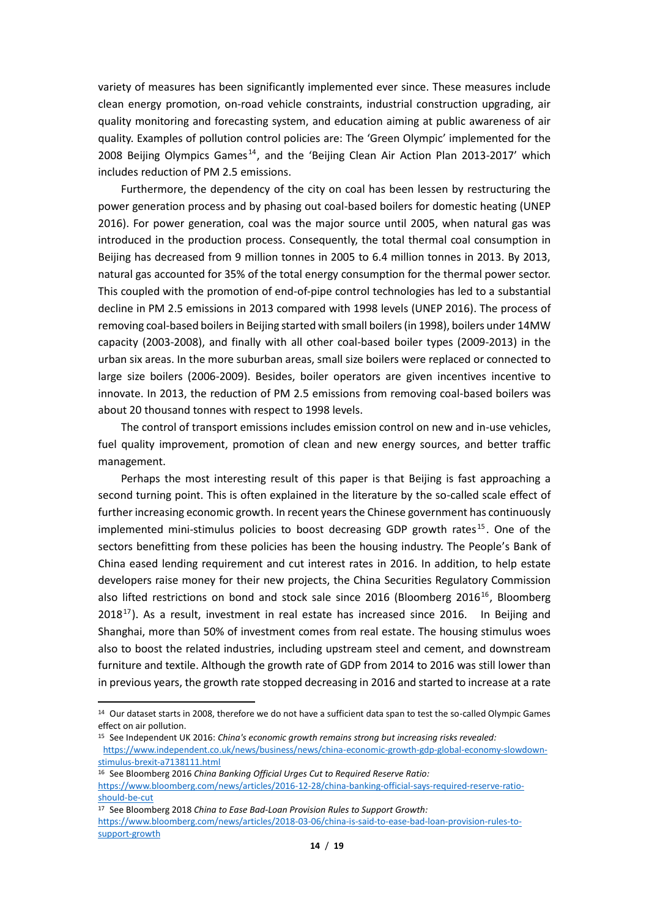variety of measures has been significantly implemented ever since. These measures include clean energy promotion, on-road vehicle constraints, industrial construction upgrading, air quality monitoring and forecasting system, and education aiming at public awareness of air quality. Examples of pollution control policies are: The 'Green Olympic' implemented for the 2008 Beijing Olympics Games[14], and the 'Beijing Clean Air Action Plan 2013-2017' which includes reduction of PM 2.5 emissions.

Furthermore, the dependency of the city on coal has been lessen by restructuring the power generation process and by phasing out coal-based boilers for domestic heating (UNEP 2016). For power generation, coal was the major source until 2005, when natural gas was introduced in the production process. Consequently, the total thermal coal consumption in Beijing has decreased from 9 million tonnes in 2005 to 6.4 million tonnes in 2013. By 2013, natural gas accounted for 35% of the total energy consumption for the thermal power sector. This coupled with the promotion of end-of-pipe control technologies has led to a substantial decline in PM 2.5 emissions in 2013 compared with 1998 levels (UNEP 2016). The process of removing coal-based boilers in Beijing started with small boilers (in 1998), boilers under 14MW capacity (2003-2008), and finally with all other coal-based boiler types (2009-2013) in the urban six areas. In the more suburban areas, small size boilers were replaced or connected to large size boilers (2006-2009). Besides, boiler operators are given incentives incentive to innovate. In 2013, the reduction of PM 2.5 emissions from removing coal-based boilers was about 20 thousand tonnes with respect to 1998 levels.

The control of transport emissions includes emission control on new and in-use vehicles, fuel quality improvement, promotion of clean and new energy sources, and better traffic management.

Perhaps the most interesting result of this paper is that Beijing is fast approaching a second turning point. This is often explained in the literature by the so-called scale effect of further increasing economic growth. In recent years the Chinese government has continuously implemented mini-stimulus policies to boost decreasing GDP growth rates[15]. One of the sectors benefitting from these policies has been the housing industry. The People's Bank of China eased lending requirement and cut interest rates in 2016. In addition, to help estate developers raise money for their new projects, the China Securities Regulatory Commission also lifted restrictions on bond and stock sale since 2016 (Bloomberg 2016[16], Bloomberg 2018[17]). As a result, investment in real estate has increased since 2016. In Beijing and Shanghai, more than 50% of investment comes from real estate. The housing stimulus woes also to boost the related industries, including upstream steel and cement, and downstream furniture and textile. Although the growth rate of GDP from 2014 to 2016 was still lower than in previous years, the growth rate stopped decreasing in 2016 and started to increase at a rate

---

[14] Our dataset starts in 2008, therefore we do not have a sufficient data span to test the so-called Olympic Games effect on air pollution.

[15] See Independent UK 2016: *China's economic growth remains strong but increasing risks revealed:* https://www.independent.co.uk/news/business/news/china-economic-growth-gdp-global-economy-slowdown-stimulus-brexit-a7138111.html

[16] See Bloomberg 2016 *China Banking Official Urges Cut to Required Reserve Ratio:* https://www.bloomberg.com/news/articles/2016-12-28/china-banking-official-says-required-reserve-ratio-should-be-cut

[17] See Bloomberg 2018 *China to Ease Bad-Loan Provision Rules to Support Growth:* https://www.bloomberg.com/news/articles/2018-03-06/china-is-said-to-ease-bad-loan-provision-rules-to-support-growth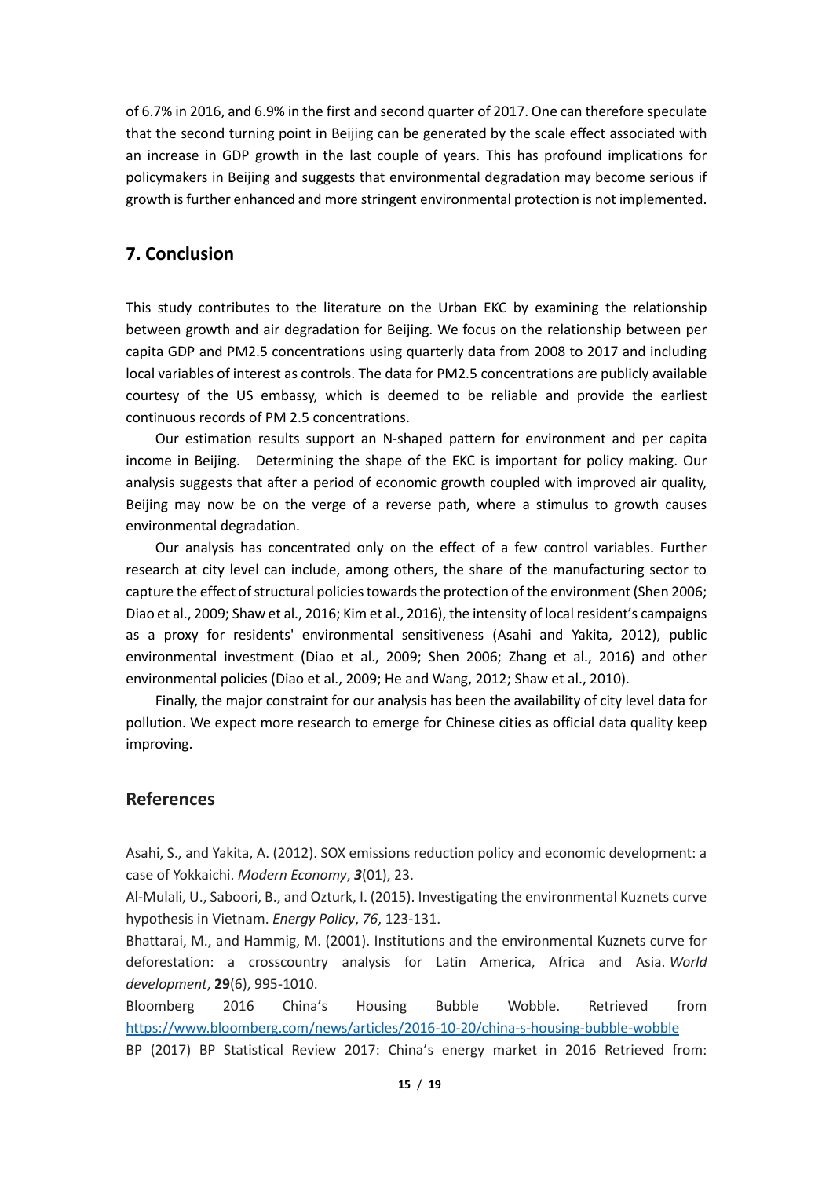of 6.7% in 2016, and 6.9% in the first and second quarter of 2017. One can therefore speculate that the second turning point in Beijing can be generated by the scale effect associated with an increase in GDP growth in the last couple of years. This has profound implications for policymakers in Beijing and suggests that environmental degradation may become serious if growth is further enhanced and more stringent environmental protection is not implemented.

## 7. Conclusion

This study contributes to the literature on the Urban EKC by examining the relationship between growth and air degradation for Beijing. We focus on the relationship between per capita GDP and PM2.5 concentrations using quarterly data from 2008 to 2017 and including local variables of interest as controls. The data for PM2.5 concentrations are publicly available courtesy of the US embassy, which is deemed to be reliable and provide the earliest continuous records of PM 2.5 concentrations.

Our estimation results support an N-shaped pattern for environment and per capita income in Beijing. Determining the shape of the EKC is important for policy making. Our analysis suggests that after a period of economic growth coupled with improved air quality, Beijing may now be on the verge of a reverse path, where a stimulus to growth causes environmental degradation.

Our analysis has concentrated only on the effect of a few control variables. Further research at city level can include, among others, the share of the manufacturing sector to capture the effect of structural policies towards the protection of the environment (Shen 2006; Diao et al., 2009; Shaw et al., 2016; Kim et al., 2016), the intensity of local resident's campaigns as a proxy for residents' environmental sensitiveness (Asahi and Yakita, 2012), public environmental investment (Diao et al., 2009; Shen 2006; Zhang et al., 2016) and other environmental policies (Diao et al., 2009; He and Wang, 2012; Shaw et al., 2010).

Finally, the major constraint for our analysis has been the availability of city level data for pollution. We expect more research to emerge for Chinese cities as official data quality keep improving.

## References

Asahi, S., and Yakita, A. (2012). SOX emissions reduction policy and economic development: a case of Yokkaichi. *Modern Economy*, ***3***(01), 23.

Al-Mulali, U., Saboori, B., and Ozturk, I. (2015). Investigating the environmental Kuznets curve hypothesis in Vietnam. *Energy Policy*, *76*, 123-131.

Bhattarai, M., and Hammig, M. (2001). Institutions and the environmental Kuznets curve for deforestation: a crosscountry analysis for Latin America, Africa and Asia. *World development*, **29**(6), 995-1010.

Bloomberg 2016 China's Housing Bubble Wobble. Retrieved from https://www.bloomberg.com/news/articles/2016-10-20/china-s-housing-bubble-wobble

BP (2017) BP Statistical Review 2017: China's energy market in 2016 Retrieved from: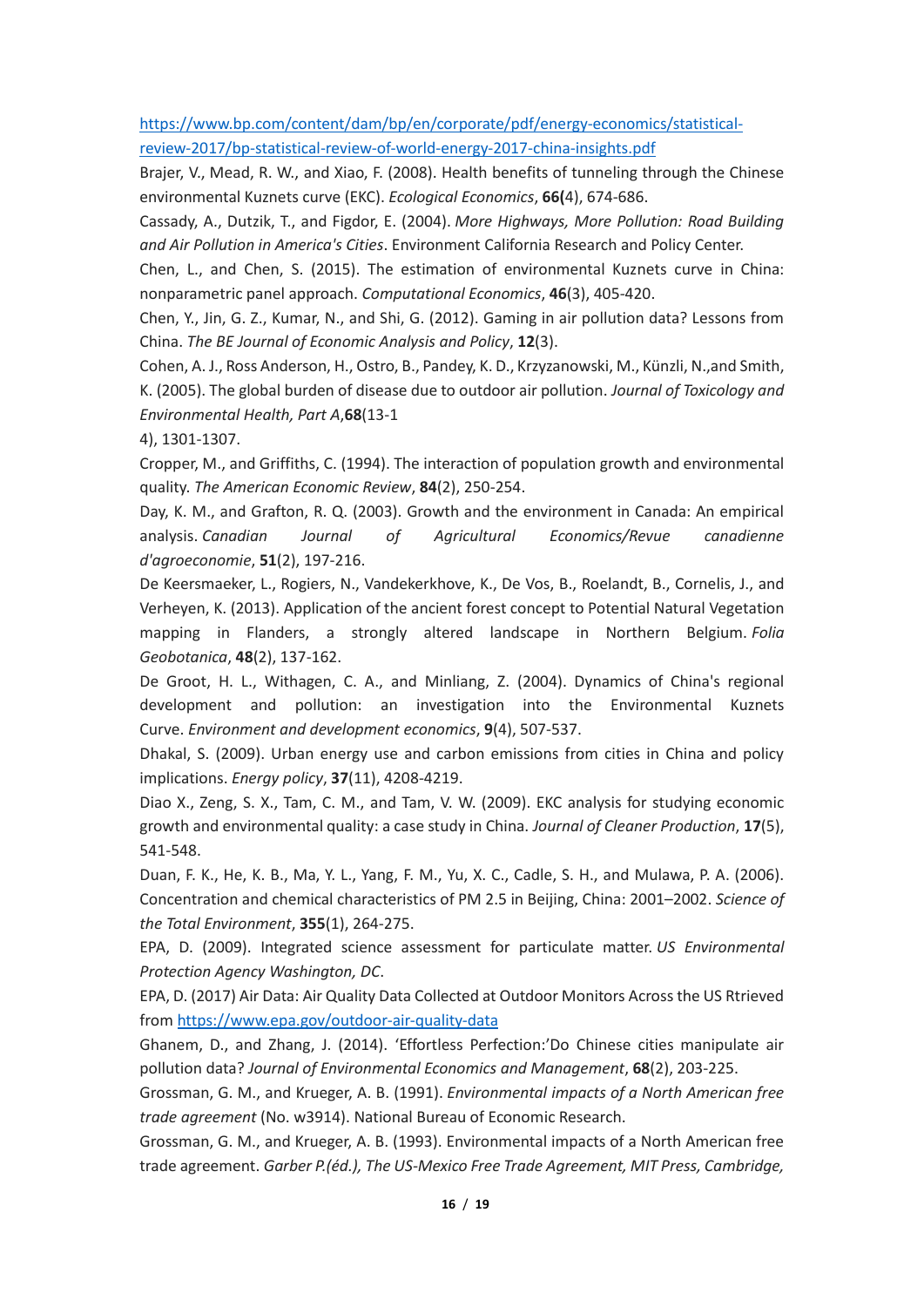https://www.bp.com/content/dam/bp/en/corporate/pdf/energy-economics/statistical-review-2017/bp-statistical-review-of-world-energy-2017-china-insights.pdf

Brajer, V., Mead, R. W., and Xiao, F. (2008). Health benefits of tunneling through the Chinese environmental Kuznets curve (EKC). *Ecological Economics*, **66(**4), 674-686.

Cassady, A., Dutzik, T., and Figdor, E. (2004). *More Highways, More Pollution: Road Building and Air Pollution in America's Cities*. Environment California Research and Policy Center.

Chen, L., and Chen, S. (2015). The estimation of environmental Kuznets curve in China: nonparametric panel approach. *Computational Economics*, **46**(3), 405-420.

Chen, Y., Jin, G. Z., Kumar, N., and Shi, G. (2012). Gaming in air pollution data? Lessons from China. *The BE Journal of Economic Analysis and Policy*, **12**(3).

Cohen, A. J., Ross Anderson, H., Ostro, B., Pandey, K. D., Krzyzanowski, M., Künzli, N.,and Smith, K. (2005). The global burden of disease due to outdoor air pollution. *Journal of Toxicology and Environmental Health, Part A*,**68**(13-1
4), 1301-1307.

Cropper, M., and Griffiths, C. (1994). The interaction of population growth and environmental quality. *The American Economic Review*, **84**(2), 250-254.

Day, K. M., and Grafton, R. Q. (2003). Growth and the environment in Canada: An empirical analysis. *Canadian Journal of Agricultural Economics/Revue canadienne d'agroeconomie*, **51**(2), 197-216.

De Keersmaeker, L., Rogiers, N., Vandekerkhove, K., De Vos, B., Roelandt, B., Cornelis, J., and Verheyen, K. (2013). Application of the ancient forest concept to Potential Natural Vegetation mapping in Flanders, a strongly altered landscape in Northern Belgium. *Folia Geobotanica*, **48**(2), 137-162.

De Groot, H. L., Withagen, C. A., and Minliang, Z. (2004). Dynamics of China's regional development and pollution: an investigation into the Environmental Kuznets Curve. *Environment and development economics*, **9**(4), 507-537.

Dhakal, S. (2009). Urban energy use and carbon emissions from cities in China and policy implications. *Energy policy*, **37**(11), 4208-4219.

Diao X., Zeng, S. X., Tam, C. M., and Tam, V. W. (2009). EKC analysis for studying economic growth and environmental quality: a case study in China. *Journal of Cleaner Production*, **17**(5), 541-548.

Duan, F. K., He, K. B., Ma, Y. L., Yang, F. M., Yu, X. C., Cadle, S. H., and Mulawa, P. A. (2006). Concentration and chemical characteristics of PM 2.5 in Beijing, China: 2001–2002. *Science of the Total Environment*, **355**(1), 264-275.

EPA, D. (2009). Integrated science assessment for particulate matter. *US Environmental Protection Agency Washington, DC*.

EPA, D. (2017) Air Data: Air Quality Data Collected at Outdoor Monitors Across the US Rtrieved from https://www.epa.gov/outdoor-air-quality-data

Ghanem, D., and Zhang, J. (2014). 'Effortless Perfection:'Do Chinese cities manipulate air pollution data? *Journal of Environmental Economics and Management*, **68**(2), 203-225.

Grossman, G. M., and Krueger, A. B. (1991). *Environmental impacts of a North American free trade agreement* (No. w3914). National Bureau of Economic Research.

Grossman, G. M., and Krueger, A. B. (1993). Environmental impacts of a North American free trade agreement. *Garber P.(éd.), The US-Mexico Free Trade Agreement, MIT Press, Cambridge,*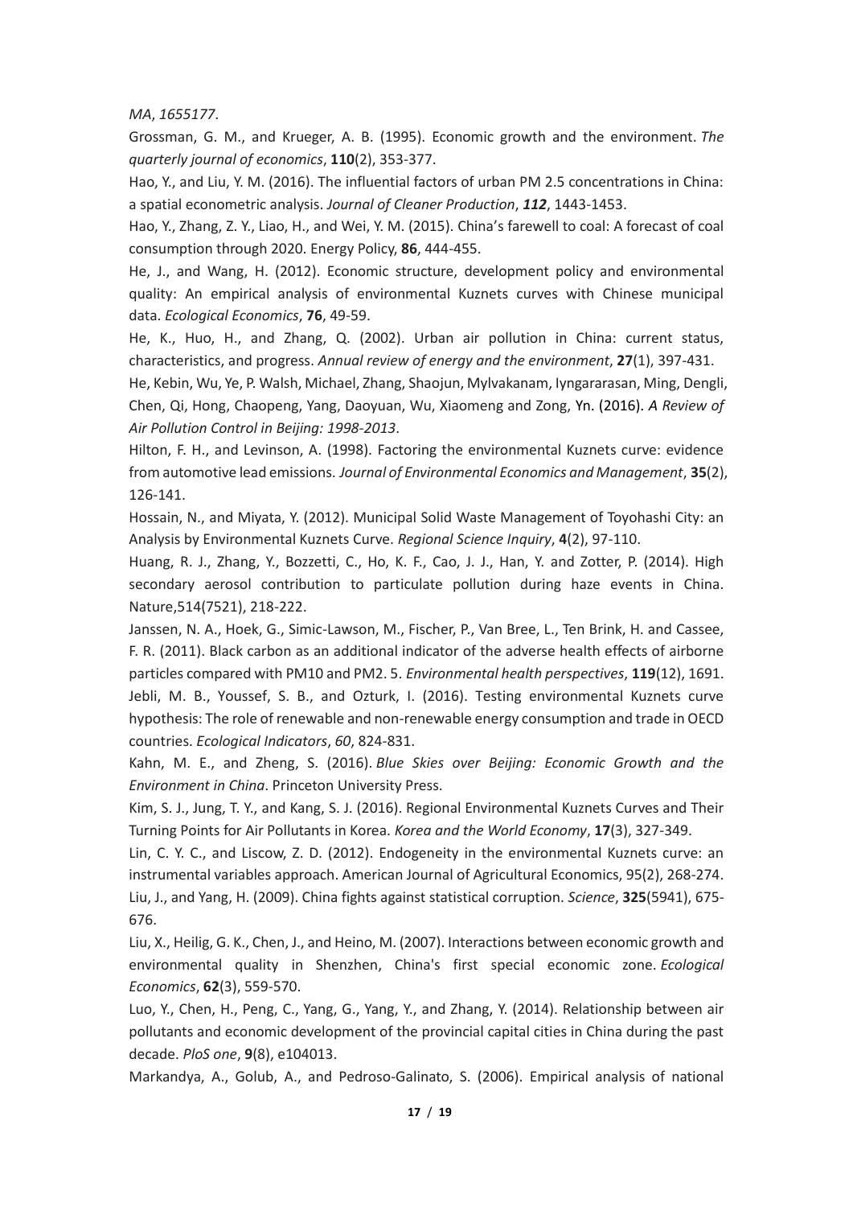*MA*, *1655177*.

Grossman, G. M., and Krueger, A. B. (1995). Economic growth and the environment. *The quarterly journal of economics*, **110**(2), 353-377.

Hao, Y., and Liu, Y. M. (2016). The influential factors of urban PM 2.5 concentrations in China: a spatial econometric analysis. *Journal of Cleaner Production*, ***112***, 1443-1453.

Hao, Y., Zhang, Z. Y., Liao, H., and Wei, Y. M. (2015). China's farewell to coal: A forecast of coal consumption through 2020. Energy Policy, **86**, 444-455.

He, J., and Wang, H. (2012). Economic structure, development policy and environmental quality: An empirical analysis of environmental Kuznets curves with Chinese municipal data. *Ecological Economics*, **76**, 49-59.

He, K., Huo, H., and Zhang, Q. (2002). Urban air pollution in China: current status, characteristics, and progress. *Annual review of energy and the environment*, **27**(1), 397-431.

He, Kebin, Wu, Ye, P. Walsh, Michael, Zhang, Shaojun, Mylvakanam, Iyngararasan, Ming, Dengli, Chen, Qi, Hong, Chaopeng, Yang, Daoyuan, Wu, Xiaomeng and Zong, Yn. (2016). *A Review of Air Pollution Control in Beijing: 1998-2013*.

Hilton, F. H., and Levinson, A. (1998). Factoring the environmental Kuznets curve: evidence from automotive lead emissions. *Journal of Environmental Economics and Management*, **35**(2), 126-141.

Hossain, N., and Miyata, Y. (2012). Municipal Solid Waste Management of Toyohashi City: an Analysis by Environmental Kuznets Curve. *Regional Science Inquiry*, **4**(2), 97-110.

Huang, R. J., Zhang, Y., Bozzetti, C., Ho, K. F., Cao, J. J., Han, Y. and Zotter, P. (2014). High secondary aerosol contribution to particulate pollution during haze events in China. Nature,514(7521), 218-222.

Janssen, N. A., Hoek, G., Simic-Lawson, M., Fischer, P., Van Bree, L., Ten Brink, H. and Cassee, F. R. (2011). Black carbon as an additional indicator of the adverse health effects of airborne particles compared with PM10 and PM2. 5. *Environmental health perspectives*, **119**(12), 1691.

Jebli, M. B., Youssef, S. B., and Ozturk, I. (2016). Testing environmental Kuznets curve hypothesis: The role of renewable and non-renewable energy consumption and trade in OECD countries. *Ecological Indicators*, *60*, 824-831.

Kahn, M. E., and Zheng, S. (2016). *Blue Skies over Beijing: Economic Growth and the Environment in China*. Princeton University Press.

Kim, S. J., Jung, T. Y., and Kang, S. J. (2016). Regional Environmental Kuznets Curves and Their Turning Points for Air Pollutants in Korea. *Korea and the World Economy*, **17**(3), 327-349.

Lin, C. Y. C., and Liscow, Z. D. (2012). Endogeneity in the environmental Kuznets curve: an instrumental variables approach. American Journal of Agricultural Economics, 95(2), 268-274.

Liu, J., and Yang, H. (2009). China fights against statistical corruption. *Science*, **325**(5941), 675-676.

Liu, X., Heilig, G. K., Chen, J., and Heino, M. (2007). Interactions between economic growth and environmental quality in Shenzhen, China's first special economic zone. *Ecological Economics*, **62**(3), 559-570.

Luo, Y., Chen, H., Peng, C., Yang, G., Yang, Y., and Zhang, Y. (2014). Relationship between air pollutants and economic development of the provincial capital cities in China during the past decade. *PloS one*, **9**(8), e104013.

Markandya, A., Golub, A., and Pedroso-Galinato, S. (2006). Empirical analysis of national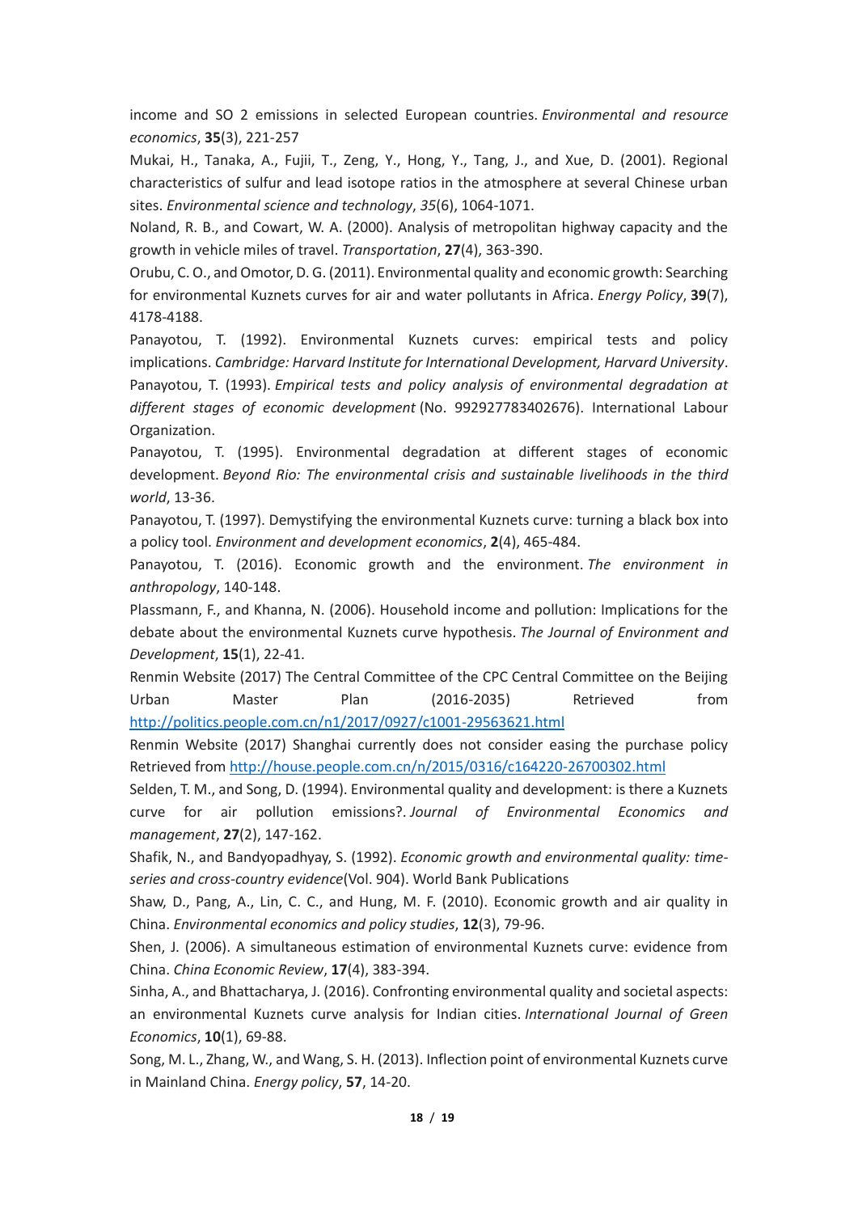income and SO 2 emissions in selected European countries. *Environmental and resource economics*, **35**(3), 221-257

Mukai, H., Tanaka, A., Fujii, T., Zeng, Y., Hong, Y., Tang, J., and Xue, D. (2001). Regional characteristics of sulfur and lead isotope ratios in the atmosphere at several Chinese urban sites. *Environmental science and technology*, *35*(6), 1064-1071.

Noland, R. B., and Cowart, W. A. (2000). Analysis of metropolitan highway capacity and the growth in vehicle miles of travel. *Transportation*, **27**(4), 363-390.

Orubu, C. O., and Omotor, D. G. (2011). Environmental quality and economic growth: Searching for environmental Kuznets curves for air and water pollutants in Africa. *Energy Policy*, **39**(7), 4178-4188.

Panayotou, T. (1992). Environmental Kuznets curves: empirical tests and policy implications. *Cambridge: Harvard Institute for International Development, Harvard University*.

Panayotou, T. (1993). *Empirical tests and policy analysis of environmental degradation at different stages of economic development* (No. 992927783402676). International Labour Organization.

Panayotou, T. (1995). Environmental degradation at different stages of economic development. *Beyond Rio: The environmental crisis and sustainable livelihoods in the third world*, 13-36.

Panayotou, T. (1997). Demystifying the environmental Kuznets curve: turning a black box into a policy tool. *Environment and development economics*, **2**(4), 465-484.

Panayotou, T. (2016). Economic growth and the environment. *The environment in anthropology*, 140-148.

Plassmann, F., and Khanna, N. (2006). Household income and pollution: Implications for the debate about the environmental Kuznets curve hypothesis. *The Journal of Environment and Development*, **15**(1), 22-41.

Renmin Website (2017) The Central Committee of the CPC Central Committee on the Beijing Urban Master Plan (2016-2035) Retrieved from http://politics.people.com.cn/n1/2017/0927/c1001-29563621.html

Renmin Website (2017) Shanghai currently does not consider easing the purchase policy Retrieved from http://house.people.com.cn/n/2015/0316/c164220-26700302.html

Selden, T. M., and Song, D. (1994). Environmental quality and development: is there a Kuznets curve for air pollution emissions?. *Journal of Environmental Economics and management*, **27**(2), 147-162.

Shafik, N., and Bandyopadhyay, S. (1992). *Economic growth and environmental quality: time-series and cross-country evidence*(Vol. 904). World Bank Publications

Shaw, D., Pang, A., Lin, C. C., and Hung, M. F. (2010). Economic growth and air quality in China. *Environmental economics and policy studies*, **12**(3), 79-96.

Shen, J. (2006). A simultaneous estimation of environmental Kuznets curve: evidence from China. *China Economic Review*, **17**(4), 383-394.

Sinha, A., and Bhattacharya, J. (2016). Confronting environmental quality and societal aspects: an environmental Kuznets curve analysis for Indian cities. *International Journal of Green Economics*, **10**(1), 69-88.

Song, M. L., Zhang, W., and Wang, S. H. (2013). Inflection point of environmental Kuznets curve in Mainland China. *Energy policy*, **57**, 14-20.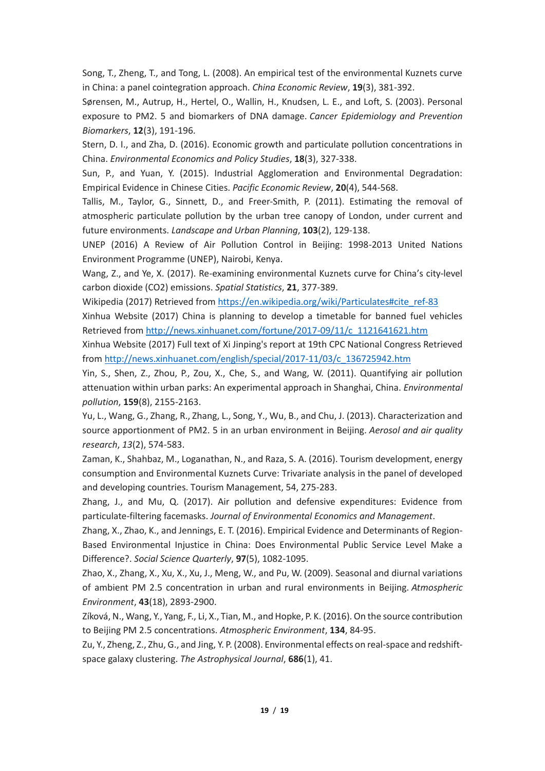Song, T., Zheng, T., and Tong, L. (2008). An empirical test of the environmental Kuznets curve in China: a panel cointegration approach. *China Economic Review*, **19**(3), 381-392.

Sørensen, M., Autrup, H., Hertel, O., Wallin, H., Knudsen, L. E., and Loft, S. (2003). Personal exposure to PM2. 5 and biomarkers of DNA damage. *Cancer Epidemiology and Prevention Biomarkers*, **12**(3), 191-196.

Stern, D. I., and Zha, D. (2016). Economic growth and particulate pollution concentrations in China. *Environmental Economics and Policy Studies*, **18**(3), 327-338.

Sun, P., and Yuan, Y. (2015). Industrial Agglomeration and Environmental Degradation: Empirical Evidence in Chinese Cities. *Pacific Economic Review*, **20**(4), 544-568.

Tallis, M., Taylor, G., Sinnett, D., and Freer-Smith, P. (2011). Estimating the removal of atmospheric particulate pollution by the urban tree canopy of London, under current and future environments. *Landscape and Urban Planning*, **103**(2), 129-138.

UNEP (2016) A Review of Air Pollution Control in Beijing: 1998-2013 United Nations Environment Programme (UNEP), Nairobi, Kenya.

Wang, Z., and Ye, X. (2017). Re-examining environmental Kuznets curve for China's city-level carbon dioxide (CO2) emissions. *Spatial Statistics*, **21**, 377-389.

Wikipedia (2017) Retrieved from https://en.wikipedia.org/wiki/Particulates#cite_ref-83

Xinhua Website (2017) China is planning to develop a timetable for banned fuel vehicles Retrieved from http://news.xinhuanet.com/fortune/2017-09/11/c_1121641621.htm

Xinhua Website (2017) Full text of Xi Jinping's report at 19th CPC National Congress Retrieved from http://news.xinhuanet.com/english/special/2017-11/03/c_136725942.htm

Yin, S., Shen, Z., Zhou, P., Zou, X., Che, S., and Wang, W. (2011). Quantifying air pollution attenuation within urban parks: An experimental approach in Shanghai, China. *Environmental pollution*, **159**(8), 2155-2163.

Yu, L., Wang, G., Zhang, R., Zhang, L., Song, Y., Wu, B., and Chu, J. (2013). Characterization and source apportionment of PM2. 5 in an urban environment in Beijing. *Aerosol and air quality research*, *13*(2), 574-583.

Zaman, K., Shahbaz, M., Loganathan, N., and Raza, S. A. (2016). Tourism development, energy consumption and Environmental Kuznets Curve: Trivariate analysis in the panel of developed and developing countries. Tourism Management, 54, 275-283.

Zhang, J., and Mu, Q. (2017). Air pollution and defensive expenditures: Evidence from particulate-filtering facemasks. *Journal of Environmental Economics and Management*.

Zhang, X., Zhao, K., and Jennings, E. T. (2016). Empirical Evidence and Determinants of Region-Based Environmental Injustice in China: Does Environmental Public Service Level Make a Difference?. *Social Science Quarterly*, **97**(5), 1082-1095.

Zhao, X., Zhang, X., Xu, X., Xu, J., Meng, W., and Pu, W. (2009). Seasonal and diurnal variations of ambient PM 2.5 concentration in urban and rural environments in Beijing. *Atmospheric Environment*, **43**(18), 2893-2900.

Zíková, N., Wang, Y., Yang, F., Li, X., Tian, M., and Hopke, P. K. (2016). On the source contribution to Beijing PM 2.5 concentrations. *Atmospheric Environment*, **134**, 84-95.

Zu, Y., Zheng, Z., Zhu, G., and Jing, Y. P. (2008). Environmental effects on real-space and redshift-space galaxy clustering. *The Astrophysical Journal*, **686**(1), 41.